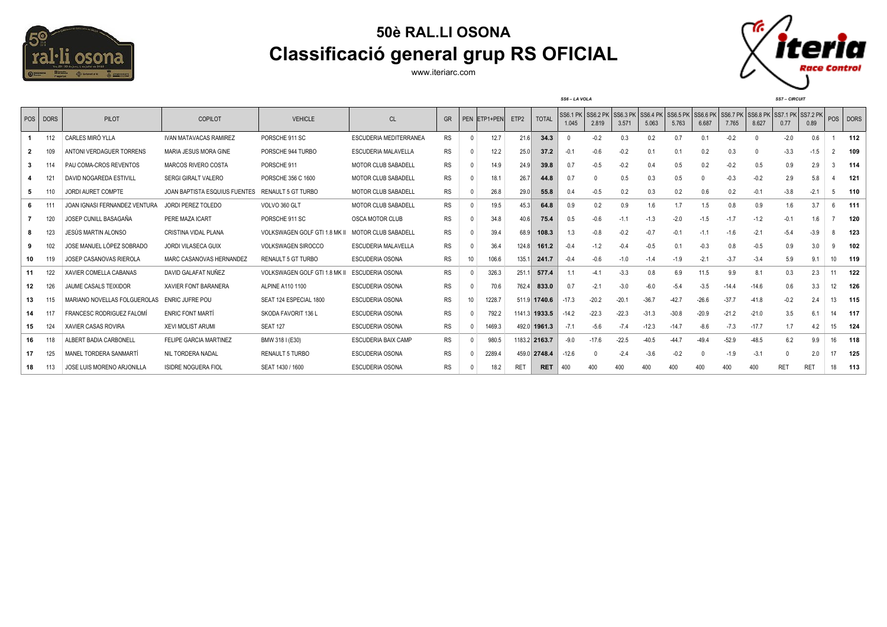# 50è RAL.LI OSONA

## Classificació general grup RS OFICIAL

www.iteriarc.com

| | | | | | | | | | | | SS6 – LA VOLA | | | | | | | | SS7 – CIRCUIT | | | |
|---|---|---|---|---|---|---|---|---|---|---|---|---|---|---|---|---|---|---|---|---|---|---|
| POS | DORS | PILOT | COPILOT | VEHICLE | CL | GR | PEN | ETP1+PEN | ETP2 | TOTAL | SS6.1 PK 1.045 | SS6.2 PK 2.819 | SS6.3 PK 3.571 | SS6.4 PK 5.063 | SS6.5 PK 5.763 | SS6.6 PK 6.687 | SS6.7 PK 7.765 | SS6.8 PK 8.627 | SS7.1 PK 0.77 | SS7.2 PK 0.89 | POS | DORS |
| 1 | 112 | CARLES MIRÓ YLLA | IVAN MATAVACAS RAMIREZ | PORSCHE 911 SC | ESCUDERIA MEDITERRANEA | RS | 0 | 12.7 | 21.6 | 34.3 | 0 | -0.2 | 0.3 | 0.2 | 0.7 | 0.1 | -0.2 | 0 | -2.0 | 0.6 | 1 | 112 |
| 2 | 109 | ANTONI VERDAGUER TORRENS | MARIA JESUS MORA GINE | PORSCHE 944 TURBO | ESCUDERIA MALAVELLA | RS | 0 | 12.2 | 25.0 | 37.2 | -0.1 | -0.6 | -0.2 | 0.1 | 0.1 | 0.2 | 0.3 | 0 | -3.3 | -1.5 | 2 | 109 |
| 3 | 114 | PAU COMA-CROS REVENTOS | MARCOS RIVERO COSTA | PORSCHE 911 | MOTOR CLUB SABADELL | RS | 0 | 14.9 | 24.9 | 39.8 | 0.7 | -0.5 | -0.2 | 0.4 | 0.5 | 0.2 | -0.2 | 0.5 | 0.9 | 2.9 | 3 | 114 |
| 4 | 121 | DAVID NOGAREDA ESTIVILL | SERGI GIRALT VALERO | PORSCHE 356 C 1600 | MOTOR CLUB SABADELL | RS | 0 | 18.1 | 26.7 | 44.8 | 0.7 | 0 | 0.5 | 0.3 | 0.5 | 0 | -0.3 | -0.2 | 2.9 | 5.8 | 4 | 121 |
| 5 | 110 | JORDI AURET COMPTE | JOAN BAPTISTA ESQUIUS FUENTES | RENAULT 5 GT TURBO | MOTOR CLUB SABADELL | RS | 0 | 26.8 | 29.0 | 55.8 | 0.4 | -0.5 | 0.2 | 0.3 | 0.2 | 0.6 | 0.2 | -0.1 | -3.8 | -2.1 | 5 | 110 |
| 6 | 111 | JOAN IGNASI FERNANDEZ VENTURA | JORDI PEREZ TOLEDO | VOLVO 360 GLT | MOTOR CLUB SABADELL | RS | 0 | 19.5 | 45.3 | 64.8 | 0.9 | 0.2 | 0.9 | 1.6 | 1.7 | 1.5 | 0.8 | 0.9 | 1.6 | 3.7 | 6 | 111 |
| 7 | 120 | JOSEP CUNILL BASAGAÑA | PERE MAZA ICART | PORSCHE 911 SC | OSCA MOTOR CLUB | RS | 0 | 34.8 | 40.6 | 75.4 | 0.5 | -0.6 | -1.1 | -1.3 | -2.0 | -1.5 | -1.7 | -1.2 | -0.1 | 1.6 | 7 | 120 |
| 8 | 123 | JESÚS MARTIN ALONSO | CRISTINA VIDAL PLANA | VOLKSWAGEN GOLF GTI 1.8 MK II | MOTOR CLUB SABADELL | RS | 0 | 39.4 | 68.9 | 108.3 | 1.3 | -0.8 | -0.2 | -0.7 | -0.1 | -1.1 | -1.6 | -2.1 | -5.4 | -3.9 | 8 | 123 |
| 9 | 102 | JOSE MANUEL LÓPEZ SOBRADO | JORDI VILASECA GUIX | VOLKSWAGEN SIROCCO | ESCUDERIA MALAVELLA | RS | 0 | 36.4 | 124.8 | 161.2 | -0.4 | -1.2 | -0.4 | -0.5 | 0.1 | -0.3 | 0.8 | -0.5 | 0.9 | 3.0 | 9 | 102 |
| 10 | 119 | JOSEP CASANOVAS RIEROLA | MARC CASANOVAS HERNANDEZ | RENAULT 5 GT TURBO | ESCUDERIA OSONA | RS | 10 | 106.6 | 135.1 | 241.7 | -0.4 | -0.6 | -1.0 | -1.4 | -1.9 | -2.1 | -3.7 | -3.4 | 5.9 | 9.1 | 10 | 119 |
| 11 | 122 | XAVIER COMELLA CABANAS | DAVID GALAFAT NUÑEZ | VOLKSWAGEN GOLF GTI 1.8 MK II | ESCUDERIA OSONA | RS | 0 | 326.3 | 251.1 | 577.4 | 1.1 | -4.1 | -3.3 | 0.8 | 6.9 | 11.5 | 9.9 | 8.1 | 0.3 | 2.3 | 11 | 122 |
| 12 | 126 | JAUME CASALS TEIXIDOR | XAVIER FONT BARANERA | ALPINE A110 1100 | ESCUDERIA OSONA | RS | 0 | 70.6 | 762.4 | 833.0 | 0.7 | -2.1 | -3.0 | -6.0 | -5.4 | -3.5 | -14.4 | -14.6 | 0.6 | 3.3 | 12 | 126 |
| 13 | 115 | MARIANO NOVELLAS FOLGUEROLAS | ENRIC JUFRE POU | SEAT 124 ESPECIAL 1800 | ESCUDERIA OSONA | RS | 10 | 1228.7 | 511.9 | 1740.6 | -17.3 | -20.2 | -20.1 | -36.7 | -42.7 | -26.6 | -37.7 | -41.8 | -0.2 | 2.4 | 13 | 115 |
| 14 | 117 | FRANCESC RODRIGUEZ FALOMÍ | ENRIC FONT MARTÍ | SKODA FAVORIT 136 L | ESCUDERIA OSONA | RS | 0 | 792.2 | 1141.3 | 1933.5 | -14.2 | -22.3 | -22.3 | -31.3 | -30.8 | -20.9 | -21.2 | -21.0 | 3.5 | 6.1 | 14 | 117 |
| 15 | 124 | XAVIER CASAS ROVIRA | XEVI MOLIST ARUMI | SEAT 127 | ESCUDERIA OSONA | RS | 0 | 1469.3 | 492.0 | 1961.3 | -7.1 | -5.6 | -7.4 | -12.3 | -14.7 | -8.6 | -7.3 | -17.7 | 1.7 | 4.2 | 15 | 124 |
| 16 | 118 | ALBERT BADIA CARBONELL | FELIPE GARCIA MARTINEZ | BMW 318 I (E30) | ESCUDERIA BAIX CAMP | RS | 0 | 980.5 | 1183.2 | 2163.7 | -9.0 | -17.6 | -22.5 | -40.5 | -44.7 | -49.4 | -52.9 | -48.5 | 6.2 | 9.9 | 16 | 118 |
| 17 | 125 | MANEL TORDERA SANMARTÍ | NIL TORDERA NADAL | RENAULT 5 TURBO | ESCUDERIA OSONA | RS | 0 | 2289.4 | 459.0 | 2748.4 | -12.6 | 0 | -2.4 | -3.6 | -0.2 | 0 | -1.9 | -3.1 | 0 | 2.0 | 17 | 125 |
| 18 | 113 | JOSE LUIS MORENO ARJONILLA | ISIDRE NOGUERA FIOL | SEAT 1430 / 1600 | ESCUDERIA OSONA | RS | 0 | 18.2 | RET | RET | 400 | 400 | 400 | 400 | 400 | 400 | 400 | 400 | RET | RET | 18 | 113 |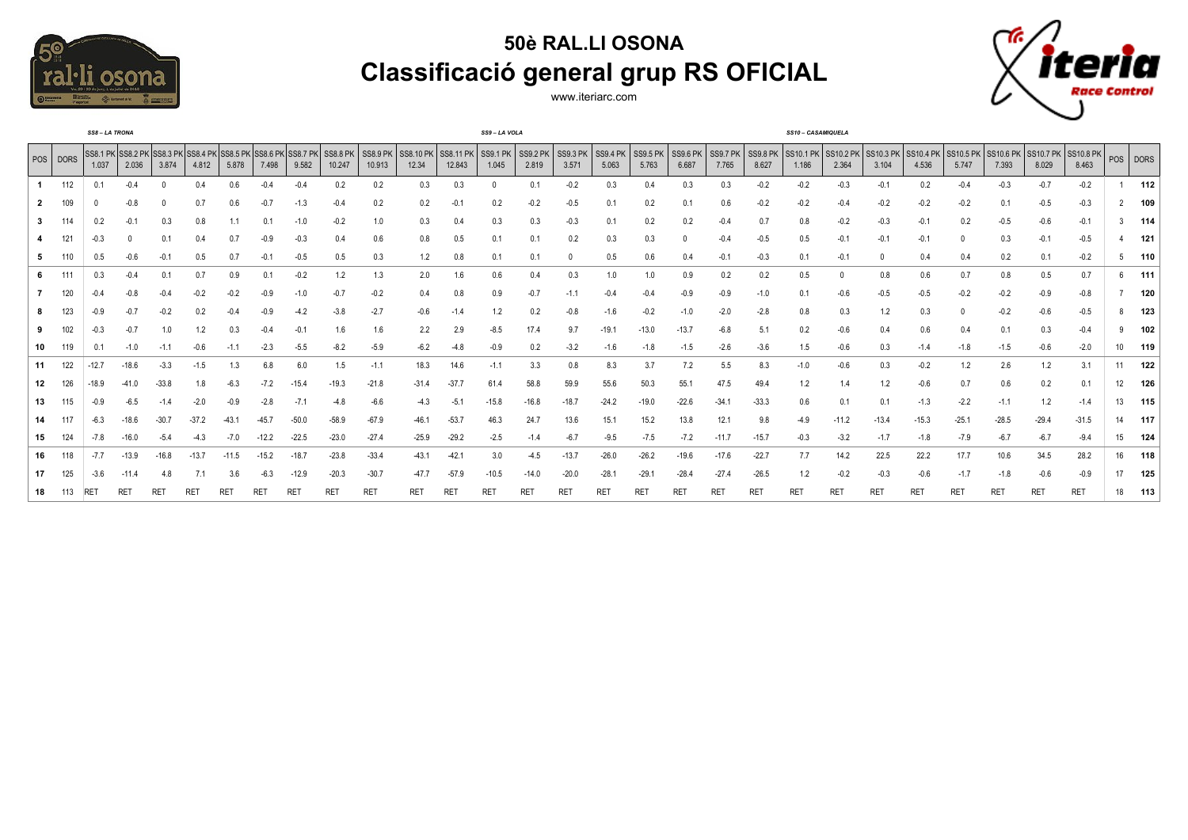# 50è RAL.LI OSONA

## Classificació general grup RS OFICIAL

www.iteriarc.com

| | | SS8 – LA TRONA | | | | | | | | | | | SS9 – LA VOLA | | | | | | | | SS10 – CASAMIQUELA | | | | | | | | | |
|---|---|---|---|---|---|---|---|---|---|---|---|---|---|---|---|---|---|---|---|---|---|---|---|---|---|---|---|---|---|---|
| POS | DORS | SS8.1 PK 1.037 | SS8.2 PK 2.036 | SS8.3 PK 3.874 | SS8.4 PK 4.812 | SS8.5 PK 5.878 | SS8.6 PK 7.498 | SS8.7 PK 9.582 | SS8.8 PK 10.247 | SS8.9 PK 10.913 | SS8.10 PK 12.34 | SS8.11 PK 12.843 | SS9.1 PK 1.045 | SS9.2 PK 2.819 | SS9.3 PK 3.571 | SS9.4 PK 5.063 | SS9.5 PK 5.763 | SS9.6 PK 6.687 | SS9.7 PK 7.765 | SS9.8 PK 8.627 | SS10.1 PK 1.186 | SS10.2 PK 2.364 | SS10.3 PK 3.104 | SS10.4 PK 4.536 | SS10.5 PK 5.747 | SS10.6 PK 7.393 | SS10.7 PK 8.029 | SS10.8 PK 8.463 | POS | DORS |
| 1 | 112 | 0.1 | -0.4 | 0 | 0.4 | 0.6 | -0.4 | -0.4 | 0.2 | 0.2 | 0.3 | 0.3 | 0 | 0.1 | -0.2 | 0.3 | 0.4 | 0.3 | 0.3 | -0.2 | -0.2 | -0.3 | -0.1 | 0.2 | -0.4 | -0.3 | -0.7 | -0.2 | 1 | 112 |
| 2 | 109 | 0 | -0.8 | 0 | 0.7 | 0.6 | -0.7 | -1.3 | -0.4 | 0.2 | 0.2 | -0.1 | 0.2 | -0.2 | -0.5 | 0.1 | 0.2 | 0.1 | 0.6 | -0.2 | -0.2 | -0.4 | -0.2 | -0.2 | -0.2 | 0.1 | -0.5 | -0.3 | 2 | 109 |
| 3 | 114 | 0.2 | -0.1 | 0.3 | 0.8 | 1.1 | 0.1 | -1.0 | -0.2 | 1.0 | 0.3 | 0.4 | 0.3 | 0.3 | -0.3 | 0.1 | 0.2 | 0.2 | -0.4 | 0.7 | 0.8 | -0.2 | -0.3 | -0.1 | 0.2 | -0.5 | -0.6 | -0.1 | 3 | 114 |
| 4 | 121 | -0.3 | 0 | 0.1 | 0.4 | 0.7 | -0.9 | -0.3 | 0.4 | 0.6 | 0.8 | 0.5 | 0.1 | 0.1 | 0.2 | 0.3 | 0.3 | 0 | -0.4 | -0.5 | 0.5 | -0.1 | -0.1 | -0.1 | 0 | 0.3 | -0.1 | -0.5 | 4 | 121 |
| 5 | 110 | 0.5 | -0.6 | -0.1 | 0.5 | 0.7 | -0.1 | -0.5 | 0.5 | 0.3 | 1.2 | 0.8 | 0.1 | 0.1 | 0 | 0.5 | 0.6 | 0.4 | -0.1 | -0.3 | 0.1 | -0.1 | 0 | 0.4 | 0.4 | 0.2 | 0.1 | -0.2 | 5 | 110 |
| 6 | 111 | 0.3 | -0.4 | 0.1 | 0.7 | 0.9 | 0.1 | -0.2 | 1.2 | 1.3 | 2.0 | 1.6 | 0.6 | 0.4 | 0.3 | 1.0 | 1.0 | 0.9 | 0.2 | 0.2 | 0.5 | 0 | 0.8 | 0.6 | 0.7 | 0.8 | 0.5 | 0.7 | 6 | 111 |
| 7 | 120 | -0.4 | -0.8 | -0.4 | -0.2 | -0.2 | -0.9 | -1.0 | -0.7 | -0.2 | 0.4 | 0.8 | 0.9 | -0.7 | -1.1 | -0.4 | -0.4 | -0.9 | -0.9 | -1.0 | 0.1 | -0.6 | -0.5 | -0.5 | -0.2 | -0.2 | -0.9 | -0.8 | 7 | 120 |
| 8 | 123 | -0.9 | -0.7 | -0.2 | 0.2 | -0.4 | -0.9 | -4.2 | -3.8 | -2.7 | -0.6 | -1.4 | 1.2 | 0.2 | -0.8 | -1.6 | -0.2 | -1.0 | -2.0 | -2.8 | 0.8 | 0.3 | 1.2 | 0.3 | 0 | -0.2 | -0.6 | -0.5 | 8 | 123 |
| 9 | 102 | -0.3 | -0.7 | 1.0 | 1.2 | 0.3 | -0.4 | -0.1 | 1.6 | 1.6 | 2.2 | 2.9 | -8.5 | 17.4 | 9.7 | -19.1 | -13.0 | -13.7 | -6.8 | 5.1 | 0.2 | -0.6 | 0.4 | 0.6 | 0.4 | 0.1 | 0.3 | -0.4 | 9 | 102 |
| 10 | 119 | 0.1 | -1.0 | -1.1 | -0.6 | -1.1 | -2.3 | -5.5 | -8.2 | -5.9 | -6.2 | -4.8 | -0.9 | 0.2 | -3.2 | -1.6 | -1.8 | -1.5 | -2.6 | -3.6 | 1.5 | -0.6 | 0.3 | -1.4 | -1.8 | -1.5 | -0.6 | -2.0 | 10 | 119 |
| 11 | 122 | -12.7 | -18.6 | -3.3 | -1.5 | 1.3 | 6.8 | 6.0 | 1.5 | -1.1 | 18.3 | 14.6 | -1.1 | 3.3 | 0.8 | 8.3 | 3.7 | 7.2 | 5.5 | 8.3 | -1.0 | -0.6 | 0.3 | -0.2 | 1.2 | 2.6 | 1.2 | 3.1 | 11 | 122 |
| 12 | 126 | -18.9 | -41.0 | -33.8 | 1.8 | -6.3 | -7.2 | -15.4 | -19.3 | -21.8 | -31.4 | -37.7 | 61.4 | 58.8 | 59.9 | 55.6 | 50.3 | 55.1 | 47.5 | 49.4 | 1.2 | 1.4 | 1.2 | -0.6 | 0.7 | 0.6 | 0.2 | 0.1 | 12 | 126 |
| 13 | 115 | -0.9 | -6.5 | -1.4 | -2.0 | -0.9 | -2.8 | -7.1 | -4.8 | -6.6 | -4.3 | -5.1 | -15.8 | -16.8 | -18.7 | -24.2 | -19.0 | -22.6 | -34.1 | -33.3 | 0.6 | 0.1 | 0.1 | -1.3 | -2.2 | -1.1 | 1.2 | -1.4 | 13 | 115 |
| 14 | 117 | -6.3 | -18.6 | -30.7 | -37.2 | -43.1 | -45.7 | -50.0 | -58.9 | -67.9 | -46.1 | -53.7 | 46.3 | 24.7 | 13.6 | 15.1 | 15.2 | 13.8 | 12.1 | 9.8 | -4.9 | -11.2 | -13.4 | -15.3 | -25.1 | -28.5 | -29.4 | -31.5 | 14 | 117 |
| 15 | 124 | -7.8 | -16.0 | -5.4 | -4.3 | -7.0 | -12.2 | -22.5 | -23.0 | -27.4 | -25.9 | -29.2 | -2.5 | -1.4 | -6.7 | -9.5 | -7.5 | -7.2 | -11.7 | -15.7 | -0.3 | -3.2 | -1.7 | -1.8 | -7.9 | -6.7 | -6.7 | -9.4 | 15 | 124 |
| 16 | 118 | -7.7 | -13.9 | -16.8 | -13.7 | -11.5 | -15.2 | -18.7 | -23.8 | -33.4 | -43.1 | -42.1 | 3.0 | -4.5 | -13.7 | -26.0 | -26.2 | -19.6 | -17.6 | -22.7 | 7.7 | 14.2 | 22.5 | 22.2 | 17.7 | 10.6 | 34.5 | 28.2 | 16 | 118 |
| 17 | 125 | -3.6 | -11.4 | 4.8 | 7.1 | 3.6 | -6.3 | -12.9 | -20.3 | -30.7 | -47.7 | -57.9 | -10.5 | -14.0 | -20.0 | -28.1 | -29.1 | -28.4 | -27.4 | -26.5 | 1.2 | -0.2 | -0.3 | -0.6 | -1.7 | -1.8 | -0.6 | -0.9 | 17 | 125 |
| 18 | 113 | RET | RET | RET | RET | RET | RET | RET | RET | RET | RET | RET | RET | RET | RET | RET | RET | RET | RET | RET | RET | RET | RET | RET | RET | RET | RET | RET | 18 | 113 |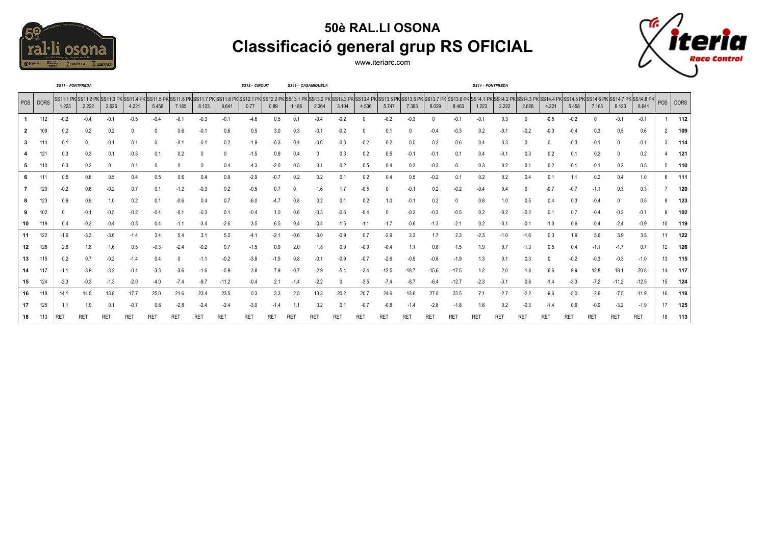# 50è RAL.LI OSONA

## Classificació general grup RS OFICIAL

www.iteriarc.com

| | | SS11 – FONTFREDA | | | | | | | | SS12 – CIRCUIT | | SS13 – CASAMIQUELA | | | | | | | | SS14 – FONTFREDA | | | | | | | | | |
|---|---|---|---|---|---|---|---|---|---|---|---|---|---|---|---|---|---|---|---|---|---|---|---|---|---|---|---|---|---|
| POS | DORS | SS11.1 PK 1.223 | SS11.2 PK 2.222 | SS11.3 PK 2.626 | SS11.4 PK 4.221 | SS11.5 PK 5.458 | SS11.6 PK 7.165 | SS11.7 PK 8.123 | SS11.8 PK 8.641 | SS12.1 PK 0.77 | SS12.2 PK 0.89 | SS13.1 PK 1.186 | SS13.2 PK 2.364 | SS13.3 PK 3.104 | SS13.4 PK 4.536 | SS13.5 PK 5.747 | SS13.6 PK 7.393 | SS13.7 PK 8.029 | SS13.8 PK 8.463 | SS14.1 PK 1.223 | SS14.2 PK 2.222 | SS14.3 PK 2.626 | SS14.4 PK 4.221 | SS14.5 PK 5.458 | SS14.6 PK 7.165 | SS14.7 PK 8.123 | SS14.8 PK 8.641 | POS | DORS |
| **1** | 112 | -0.2 | -0.4 | -0.1 | -0.5 | -0.4 | -0.1 | -0.3 | -0.1 | -4.6 | 0.5 | 0.1 | -0.4 | -0.2 | 0 | -0.2 | -0.3 | 0 | -0.1 | -0.1 | 0.3 | 0 | -0.5 | -0.2 | 0 | -0.1 | -0.1 | 1 | **112** |
| **2** | 109 | 0.2 | 0.2 | 0.2 | 0 | 0 | 0.6 | -0.1 | 0.6 | 0.5 | 3.0 | 0.3 | -0.1 | -0.2 | 0 | 0.1 | 0 | -0.4 | -0.3 | 0.2 | -0.1 | -0.2 | -0.3 | -0.4 | 0.3 | 0.5 | 0.6 | 2 | **109** |
| **3** | 114 | 0.1 | 0 | -0.1 | 0.1 | 0 | -0.1 | -0.1 | 0.2 | -1.9 | -0.3 | 0.4 | -0.6 | -0.3 | -0.2 | 0.2 | 0.5 | 0.2 | 0.6 | 0.4 | 0.3 | 0 | 0 | -0.3 | -0.1 | 0 | -0.1 | 3 | **114** |
| **4** | 121 | 0.3 | 0.3 | 0.1 | -0.3 | 0.1 | 0.2 | 0 | 0 | -1.5 | 0.9 | 0.4 | 0 | 0.3 | 0.2 | 0.5 | -0.1 | -0.1 | 0.1 | 0.4 | -0.1 | 0.3 | 0.2 | 0.1 | 0.2 | 0 | 0.2 | 4 | **121** |
| **5** | 110 | 0.3 | 0.2 | 0 | 0.1 | 0 | 0 | 0 | 0.4 | -4.3 | -2.0 | 0.5 | 0.1 | 0.2 | 0.5 | 0.4 | 0.2 | -0.3 | 0 | 0.3 | 0.2 | 0.1 | 0.2 | -0.1 | -0.1 | 0.2 | 0.5 | 5 | **110** |
| **6** | 111 | 0.5 | 0.6 | 0.5 | 0.4 | 0.5 | 0.6 | 0.4 | 0.9 | -2.9 | -0.7 | 0.2 | 0.2 | 0.1 | 0.2 | 0.4 | 0.5 | -0.2 | 0.1 | 0.2 | 0.2 | 0.4 | 0.1 | 1.1 | 0.2 | 0.4 | 1.0 | 6 | **111** |
| **7** | 120 | -0.2 | 0.6 | -0.2 | 0.7 | 0.1 | -1.2 | -0.3 | 0.2 | -0.5 | 0.7 | 0 | 1.6 | 1.7 | -0.5 | 0 | -0.1 | 0.2 | -0.2 | -0.4 | 0.4 | 0 | -0.7 | -0.7 | -1.1 | 0.3 | 0.3 | 7 | **120** |
| **8** | 123 | 0.9 | 0.9 | 1.0 | 0.2 | 0.1 | -0.6 | 0.4 | 0.7 | -6.0 | -4.7 | 0.8 | 0.2 | 0.1 | 0.2 | 1.0 | -0.1 | 0.2 | 0 | 0.8 | 1.0 | 0.5 | 0.4 | 0.3 | -0.4 | 0 | 0.5 | 8 | **123** |
| **9** | 102 | 0 | -0.1 | -0.5 | -0.2 | -0.4 | -0.1 | -0.3 | 0.1 | -0.4 | 1.0 | 0.6 | -0.3 | -0.6 | -0.4 | 0 | -0.2 | -0.3 | -0.5 | 0.2 | -0.2 | -0.2 | 0.1 | 0.7 | -0.4 | -0.2 | -0.1 | 9 | **102** |
| **10** | 119 | 0.4 | -0.3 | -0.4 | -0.3 | 0.4 | -1.1 | -3.4 | -2.6 | 3.5 | 6.5 | 0.4 | -0.4 | -1.5 | -1.1 | -1.7 | -0.6 | -1.3 | -2.1 | 0.2 | -0.1 | -0.1 | -1.0 | 0.6 | -0.4 | -2.4 | -0.9 | 10 | **119** |
| **11** | 122 | -1.6 | -3.3 | -3.6 | -1.4 | 3.4 | 5.4 | 3.1 | 5.2 | -4.1 | -2.1 | -0.6 | -3.0 | -0.9 | 0.7 | -2.9 | 3.3 | 1.7 | 2.3 | -2.3 | -1.0 | -1.6 | 0.3 | 1.9 | 5.6 | 3.9 | 3.5 | 11 | **122** |
| **12** | 126 | 2.6 | 1.8 | 1.6 | 0.5 | -0.3 | -2.4 | -0.2 | 0.7 | -1.5 | 0.9 | 2.0 | 1.8 | 0.9 | -0.9 | -0.4 | 1.1 | 0.8 | 1.5 | 1.9 | 0.7 | 1.3 | 0.5 | 0.4 | -1.1 | -1.7 | 0.7 | 12 | **126** |
| **13** | 115 | 0.2 | 0.7 | -0.2 | -1.4 | 0.4 | 0 | -1.1 | -0.2 | -3.8 | -1.5 | 0.8 | -0.1 | -0.9 | -0.7 | -2.6 | -0.5 | -0.8 | -1.9 | 1.3 | 0.1 | 0.3 | 0 | -0.2 | -0.3 | -0.3 | -1.0 | 13 | **115** |
| **14** | 117 | -1.1 | -3.9 | -3.2 | -0.4 | -3.3 | -3.6 | -1.6 | -0.9 | 3.8 | 7.9 | -0.7 | -2.9 | -5.4 | -3.4 | -12.5 | -18.7 | -15.6 | -17.5 | 1.2 | 2.0 | 1.8 | 6.6 | 9.9 | 12.8 | 18.1 | 20.8 | 14 | **117** |
| **15** | 124 | -2.3 | -0.3 | -1.3 | -2.0 | -4.0 | -7.4 | -9.7 | -11.2 | -0.4 | 2.1 | -1.4 | -2.2 | 0 | -3.5 | -7.4 | -8.7 | -6.4 | -12.7 | -2.3 | -3.1 | 0.8 | -1.4 | -3.3 | -7.2 | -11.2 | -12.5 | 15 | **124** |
| **16** | 118 | 14.1 | 14.5 | 13.8 | 17.7 | 25.0 | 21.6 | 23.4 | 23.5 | 0.3 | 3.3 | 2.5 | 13.3 | 20.2 | 20.7 | 24.6 | 13.6 | 27.0 | 23.5 | 7.1 | -2.7 | -2.2 | -9.6 | -5.0 | -2.6 | -7.5 | -11.9 | 16 | **118** |
| **17** | 125 | 1.1 | 1.9 | 0.1 | -0.7 | 0.8 | -2.8 | -2.4 | -2.4 | -3.0 | -1.4 | 1.1 | 0.2 | 0.1 | -0.7 | -0.8 | -1.4 | -2.8 | -1.8 | 1.6 | 0.2 | -0.3 | -1.4 | 0.6 | -0.9 | -3.2 | -1.9 | 17 | **125** |
| **18** | 113 | RET | RET | RET | RET | RET | RET | RET | RET | RET | RET | RET | RET | RET | RET | RET | RET | RET | RET | RET | RET | RET | RET | RET | RET | RET | RET | 18 | **113** |